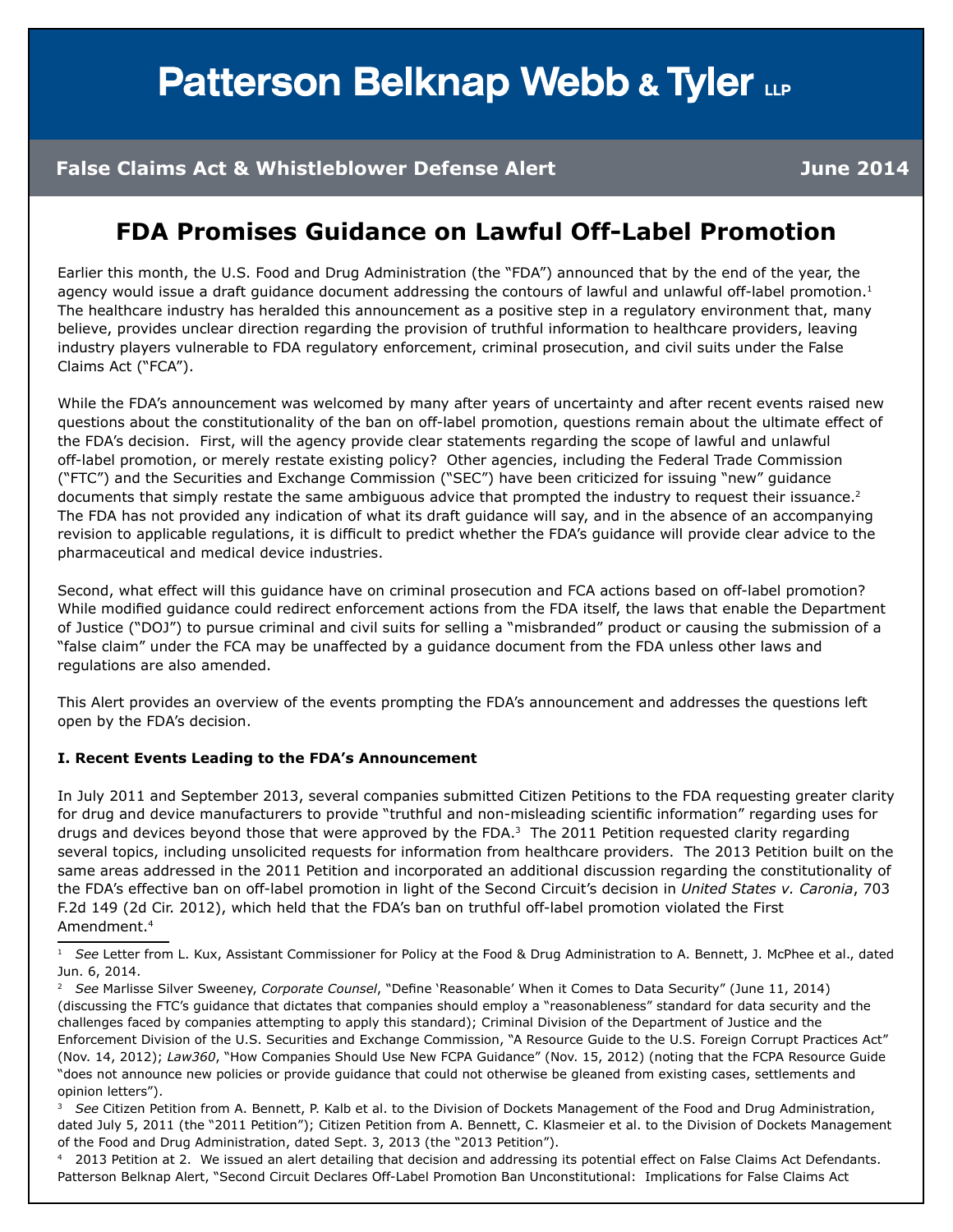# Patterson Belknap Webb & Tyler LLP

**False Claims Act & Whistleblower Defense Alert** **June 2014**

## FDA Promises Guidance on Lawful Off-Label Promotion

Earlier this month, the U.S. Food and Drug Administration (the "FDA") announced that by the end of the year, the agency would issue a draft guidance document addressing the contours of lawful and unlawful off-label promotion.[1] The healthcare industry has heralded this announcement as a positive step in a regulatory environment that, many believe, provides unclear direction regarding the provision of truthful information to healthcare providers, leaving industry players vulnerable to FDA regulatory enforcement, criminal prosecution, and civil suits under the False Claims Act ("FCA").

While the FDA's announcement was welcomed by many after years of uncertainty and after recent events raised new questions about the constitutionality of the ban on off-label promotion, questions remain about the ultimate effect of the FDA's decision. First, will the agency provide clear statements regarding the scope of lawful and unlawful off-label promotion, or merely restate existing policy? Other agencies, including the Federal Trade Commission ("FTC") and the Securities and Exchange Commission ("SEC") have been criticized for issuing "new" guidance documents that simply restate the same ambiguous advice that prompted the industry to request their issuance.[2] The FDA has not provided any indication of what its draft guidance will say, and in the absence of an accompanying revision to applicable regulations, it is difficult to predict whether the FDA's guidance will provide clear advice to the pharmaceutical and medical device industries.

Second, what effect will this guidance have on criminal prosecution and FCA actions based on off-label promotion? While modified guidance could redirect enforcement actions from the FDA itself, the laws that enable the Department of Justice ("DOJ") to pursue criminal and civil suits for selling a "misbranded" product or causing the submission of a "false claim" under the FCA may be unaffected by a guidance document from the FDA unless other laws and regulations are also amended.

This Alert provides an overview of the events prompting the FDA's announcement and addresses the questions left open by the FDA's decision.

**I. Recent Events Leading to the FDA's Announcement**

In July 2011 and September 2013, several companies submitted Citizen Petitions to the FDA requesting greater clarity for drug and device manufacturers to provide "truthful and non-misleading scientific information" regarding uses for drugs and devices beyond those that were approved by the FDA.[3] The 2011 Petition requested clarity regarding several topics, including unsolicited requests for information from healthcare providers. The 2013 Petition built on the same areas addressed in the 2011 Petition and incorporated an additional discussion regarding the constitutionality of the FDA's effective ban on off-label promotion in light of the Second Circuit's decision in *United States v. Caronia*, 703 F.2d 149 (2d Cir. 2012), which held that the FDA's ban on truthful off-label promotion violated the First Amendment.[4]

---

[1] *See* Letter from L. Kux, Assistant Commissioner for Policy at the Food & Drug Administration to A. Bennett, J. McPhee et al., dated Jun. 6, 2014.

[2] *See* Marlisse Silver Sweeney, *Corporate Counsel*, "Define 'Reasonable' When it Comes to Data Security" (June 11, 2014) (discussing the FTC's guidance that dictates that companies should employ a "reasonableness" standard for data security and the challenges faced by companies attempting to apply this standard); Criminal Division of the Department of Justice and the Enforcement Division of the U.S. Securities and Exchange Commission, "A Resource Guide to the U.S. Foreign Corrupt Practices Act" (Nov. 14, 2012); *Law360*, "How Companies Should Use New FCPA Guidance" (Nov. 15, 2012) (noting that the FCPA Resource Guide "does not announce new policies or provide guidance that could not otherwise be gleaned from existing cases, settlements and opinion letters").

[3] *See* Citizen Petition from A. Bennett, P. Kalb et al. to the Division of Dockets Management of the Food and Drug Administration, dated July 5, 2011 (the "2011 Petition"); Citizen Petition from A. Bennett, C. Klasmeier et al. to the Division of Dockets Management of the Food and Drug Administration, dated Sept. 3, 2013 (the "2013 Petition").

[4] 2013 Petition at 2. We issued an alert detailing that decision and addressing its potential effect on False Claims Act Defendants. Patterson Belknap Alert, "Second Circuit Declares Off-Label Promotion Ban Unconstitutional: Implications for False Claims Act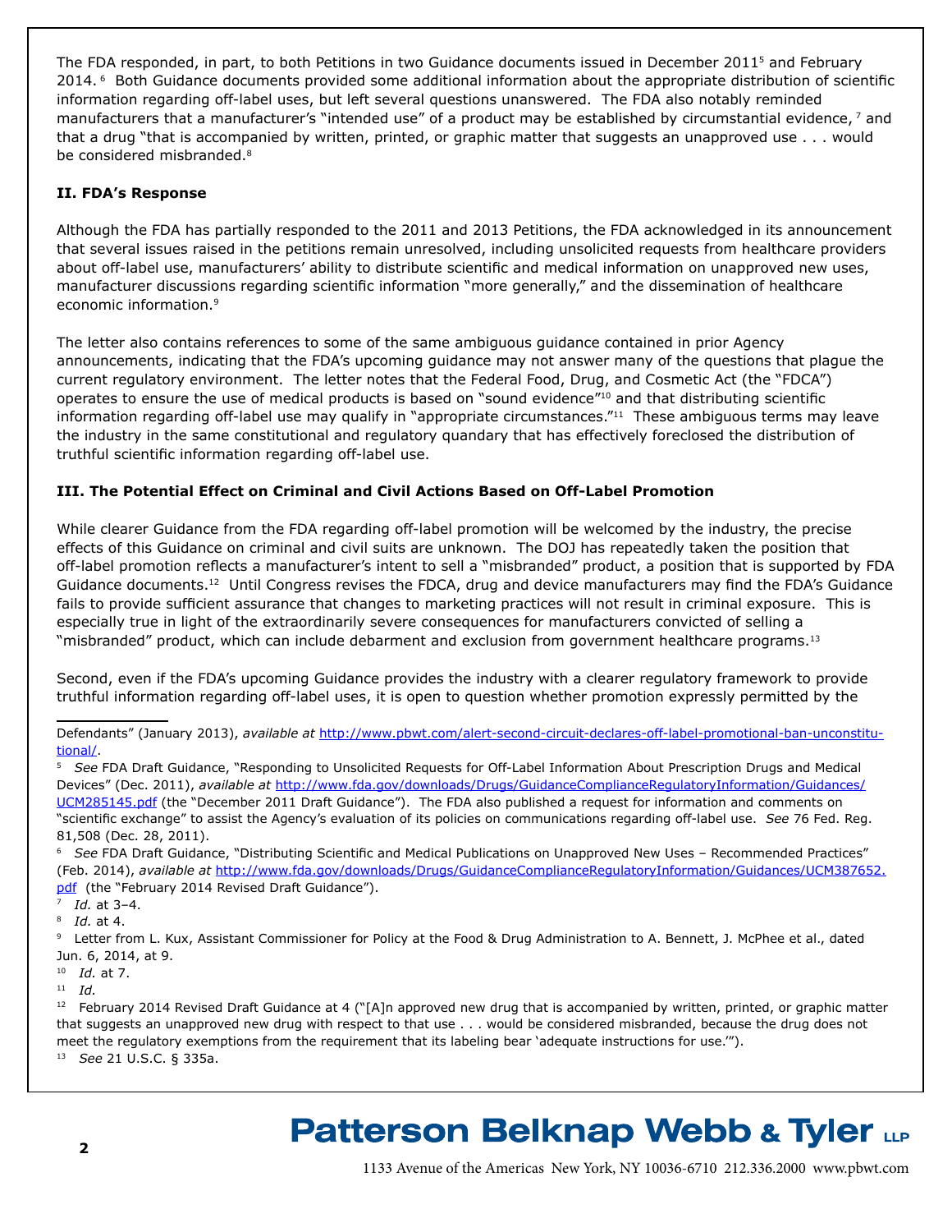The FDA responded, in part, to both Petitions in two Guidance documents issued in December 2011[5] and February 2014.[6] Both Guidance documents provided some additional information about the appropriate distribution of scientific information regarding off-label uses, but left several questions unanswered. The FDA also notably reminded manufacturers that a manufacturer's "intended use" of a product may be established by circumstantial evidence,[7] and that a drug "that is accompanied by written, printed, or graphic matter that suggests an unapproved use . . . would be considered misbranded.[8]

**II. FDA's Response**

Although the FDA has partially responded to the 2011 and 2013 Petitions, the FDA acknowledged in its announcement that several issues raised in the petitions remain unresolved, including unsolicited requests from healthcare providers about off-label use, manufacturers' ability to distribute scientific and medical information on unapproved new uses, manufacturer discussions regarding scientific information "more generally," and the dissemination of healthcare economic information.[9]

The letter also contains references to some of the same ambiguous guidance contained in prior Agency announcements, indicating that the FDA's upcoming guidance may not answer many of the questions that plague the current regulatory environment. The letter notes that the Federal Food, Drug, and Cosmetic Act (the "FDCA") operates to ensure the use of medical products is based on "sound evidence"[10] and that distributing scientific information regarding off-label use may qualify in "appropriate circumstances."[11] These ambiguous terms may leave the industry in the same constitutional and regulatory quandary that has effectively foreclosed the distribution of truthful scientific information regarding off-label use.

**III. The Potential Effect on Criminal and Civil Actions Based on Off-Label Promotion**

While clearer Guidance from the FDA regarding off-label promotion will be welcomed by the industry, the precise effects of this Guidance on criminal and civil suits are unknown. The DOJ has repeatedly taken the position that off-label promotion reflects a manufacturer's intent to sell a "misbranded" product, a position that is supported by FDA Guidance documents.[12] Until Congress revises the FDCA, drug and device manufacturers may find the FDA's Guidance fails to provide sufficient assurance that changes to marketing practices will not result in criminal exposure. This is especially true in light of the extraordinarily severe consequences for manufacturers convicted of selling a "misbranded" product, which can include debarment and exclusion from government healthcare programs.[13]

Second, even if the FDA's upcoming Guidance provides the industry with a clearer regulatory framework to provide truthful information regarding off-label uses, it is open to question whether promotion expressly permitted by the

---

Defendants" (January 2013), *available at* http://www.pbwt.com/alert-second-circuit-declares-off-label-promotional-ban-unconstitutional/.

[5] *See* FDA Draft Guidance, "Responding to Unsolicited Requests for Off-Label Information About Prescription Drugs and Medical Devices" (Dec. 2011), *available at* http://www.fda.gov/downloads/Drugs/GuidanceComplianceRegulatoryInformation/Guidances/UCM285145.pdf (the "December 2011 Draft Guidance"). The FDA also published a request for information and comments on "scientific exchange" to assist the Agency's evaluation of its policies on communications regarding off-label use. *See* 76 Fed. Reg. 81,508 (Dec. 28, 2011).

[6] *See* FDA Draft Guidance, "Distributing Scientific and Medical Publications on Unapproved New Uses – Recommended Practices" (Feb. 2014), *available at* http://www.fda.gov/downloads/Drugs/GuidanceComplianceRegulatoryInformation/Guidances/UCM387652.pdf (the "February 2014 Revised Draft Guidance").

[7] *Id.* at 3–4.

[8] *Id.* at 4.

[9] Letter from L. Kux, Assistant Commissioner for Policy at the Food & Drug Administration to A. Bennett, J. McPhee et al., dated Jun. 6, 2014, at 9.

[10] *Id.* at 7.

[11] *Id.*

[12] February 2014 Revised Draft Guidance at 4 ("[A]n approved new drug that is accompanied by written, printed, or graphic matter that suggests an unapproved new drug with respect to that use . . . would be considered misbranded, because the drug does not meet the regulatory exemptions from the requirement that its labeling bear 'adequate instructions for use.'").

[13] *See* 21 U.S.C. § 335a.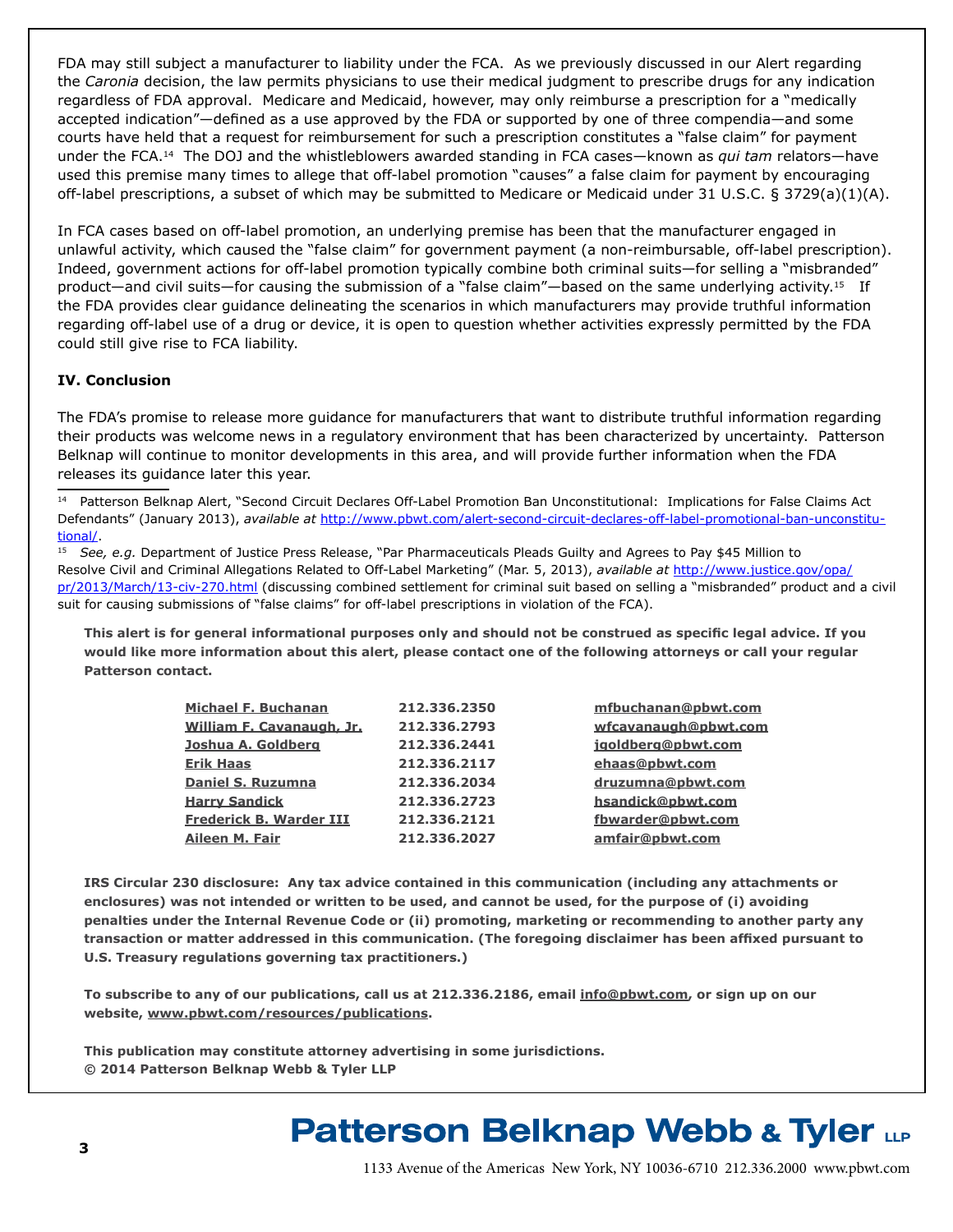FDA may still subject a manufacturer to liability under the FCA. As we previously discussed in our Alert regarding the *Caronia* decision, the law permits physicians to use their medical judgment to prescribe drugs for any indication regardless of FDA approval. Medicare and Medicaid, however, may only reimburse a prescription for a "medically accepted indication"—defined as a use approved by the FDA or supported by one of three compendia—and some courts have held that a request for reimbursement for such a prescription constitutes a "false claim" for payment under the FCA.[14] The DOJ and the whistleblowers awarded standing in FCA cases—known as *qui tam* relators—have used this premise many times to allege that off-label promotion "causes" a false claim for payment by encouraging off-label prescriptions, a subset of which may be submitted to Medicare or Medicaid under 31 U.S.C. § 3729(a)(1)(A).

In FCA cases based on off-label promotion, an underlying premise has been that the manufacturer engaged in unlawful activity, which caused the "false claim" for government payment (a non-reimbursable, off-label prescription). Indeed, government actions for off-label promotion typically combine both criminal suits—for selling a "misbranded" product—and civil suits—for causing the submission of a "false claim"—based on the same underlying activity.[15] If the FDA provides clear guidance delineating the scenarios in which manufacturers may provide truthful information regarding off-label use of a drug or device, it is open to question whether activities expressly permitted by the FDA could still give rise to FCA liability.

**IV. Conclusion**

The FDA's promise to release more guidance for manufacturers that want to distribute truthful information regarding their products was welcome news in a regulatory environment that has been characterized by uncertainty. Patterson Belknap will continue to monitor developments in this area, and will provide further information when the FDA releases its guidance later this year.

---

[14] Patterson Belknap Alert, "Second Circuit Declares Off-Label Promotion Ban Unconstitutional: Implications for False Claims Act Defendants" (January 2013), *available at* http://www.pbwt.com/alert-second-circuit-declares-off-label-promotional-ban-unconstitutional/.

[15] *See, e.g.* Department of Justice Press Release, "Par Pharmaceuticals Pleads Guilty and Agrees to Pay $45 Million to Resolve Civil and Criminal Allegations Related to Off-Label Marketing" (Mar. 5, 2013), *available at* http://www.justice.gov/opa/pr/2013/March/13-civ-270.html (discussing combined settlement for criminal suit based on selling a "misbranded" product and a civil suit for causing submissions of "false claims" for off-label prescriptions in violation of the FCA).

**This alert is for general informational purposes only and should not be construed as specific legal advice. If you would like more information about this alert, please contact one of the following attorneys or call your regular Patterson contact.**

| | | |
|---|---|---|
| **Michael F. Buchanan** | **212.336.2350** | **mfbuchanan@pbwt.com** |
| **William F. Cavanaugh, Jr.** | **212.336.2793** | **wfcavanaugh@pbwt.com** |
| **Joshua A. Goldberg** | **212.336.2441** | **jgoldberg@pbwt.com** |
| **Erik Haas** | **212.336.2117** | **ehaas@pbwt.com** |
| **Daniel S. Ruzumna** | **212.336.2034** | **druzumna@pbwt.com** |
| **Harry Sandick** | **212.336.2723** | **hsandick@pbwt.com** |
| **Frederick B. Warder III** | **212.336.2121** | **fbwarder@pbwt.com** |
| **Aileen M. Fair** | **212.336.2027** | **amfair@pbwt.com** |

**IRS Circular 230 disclosure: Any tax advice contained in this communication (including any attachments or enclosures) was not intended or written to be used, and cannot be used, for the purpose of (i) avoiding penalties under the Internal Revenue Code or (ii) promoting, marketing or recommending to another party any transaction or matter addressed in this communication. (The foregoing disclaimer has been affixed pursuant to U.S. Treasury regulations governing tax practitioners.)**

**To subscribe to any of our publications, call us at 212.336.2186, email info@pbwt.com, or sign up on our website, www.pbwt.com/resources/publications.**

**This publication may constitute attorney advertising in some jurisdictions.**
**© 2014 Patterson Belknap Webb & Tyler LLP**

**Patterson Belknap Webb & Tyler LLP**

1133 Avenue of the Americas New York, NY 10036-6710 212.336.2000 www.pbwt.com